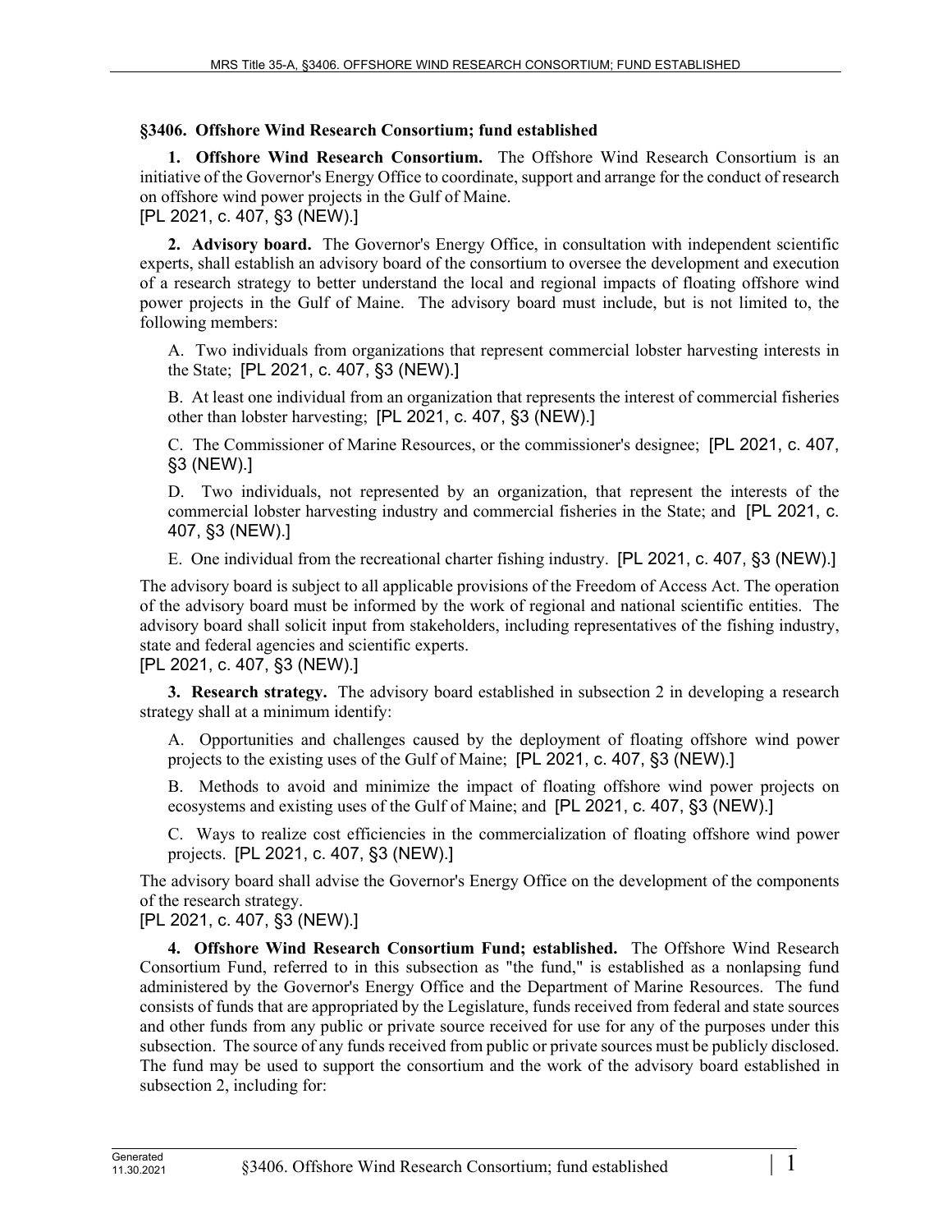### §3406. Offshore Wind Research Consortium; fund established

**1. Offshore Wind Research Consortium.** The Offshore Wind Research Consortium is an initiative of the Governor's Energy Office to coordinate, support and arrange for the conduct of research on offshore wind power projects in the Gulf of Maine.

[PL 2021, c. 407, §3 (NEW).]

**2. Advisory board.** The Governor's Energy Office, in consultation with independent scientific experts, shall establish an advisory board of the consortium to oversee the development and execution of a research strategy to better understand the local and regional impacts of floating offshore wind power projects in the Gulf of Maine. The advisory board must include, but is not limited to, the following members:

A. Two individuals from organizations that represent commercial lobster harvesting interests in the State; [PL 2021, c. 407, §3 (NEW).]

B. At least one individual from an organization that represents the interest of commercial fisheries other than lobster harvesting; [PL 2021, c. 407, §3 (NEW).]

C. The Commissioner of Marine Resources, or the commissioner's designee; [PL 2021, c. 407, §3 (NEW).]

D. Two individuals, not represented by an organization, that represent the interests of the commercial lobster harvesting industry and commercial fisheries in the State; and [PL 2021, c. 407, §3 (NEW).]

E. One individual from the recreational charter fishing industry. [PL 2021, c. 407, §3 (NEW).]

The advisory board is subject to all applicable provisions of the Freedom of Access Act. The operation of the advisory board must be informed by the work of regional and national scientific entities. The advisory board shall solicit input from stakeholders, including representatives of the fishing industry, state and federal agencies and scientific experts.

[PL 2021, c. 407, §3 (NEW).]

**3. Research strategy.** The advisory board established in subsection 2 in developing a research strategy shall at a minimum identify:

A. Opportunities and challenges caused by the deployment of floating offshore wind power projects to the existing uses of the Gulf of Maine; [PL 2021, c. 407, §3 (NEW).]

B. Methods to avoid and minimize the impact of floating offshore wind power projects on ecosystems and existing uses of the Gulf of Maine; and [PL 2021, c. 407, §3 (NEW).]

C. Ways to realize cost efficiencies in the commercialization of floating offshore wind power projects. [PL 2021, c. 407, §3 (NEW).]

The advisory board shall advise the Governor's Energy Office on the development of the components of the research strategy.

[PL 2021, c. 407, §3 (NEW).]

**4. Offshore Wind Research Consortium Fund; established.** The Offshore Wind Research Consortium Fund, referred to in this subsection as "the fund," is established as a nonlapsing fund administered by the Governor's Energy Office and the Department of Marine Resources. The fund consists of funds that are appropriated by the Legislature, funds received from federal and state sources and other funds from any public or private source received for use for any of the purposes under this subsection. The source of any funds received from public or private sources must be publicly disclosed. The fund may be used to support the consortium and the work of the advisory board established in subsection 2, including for: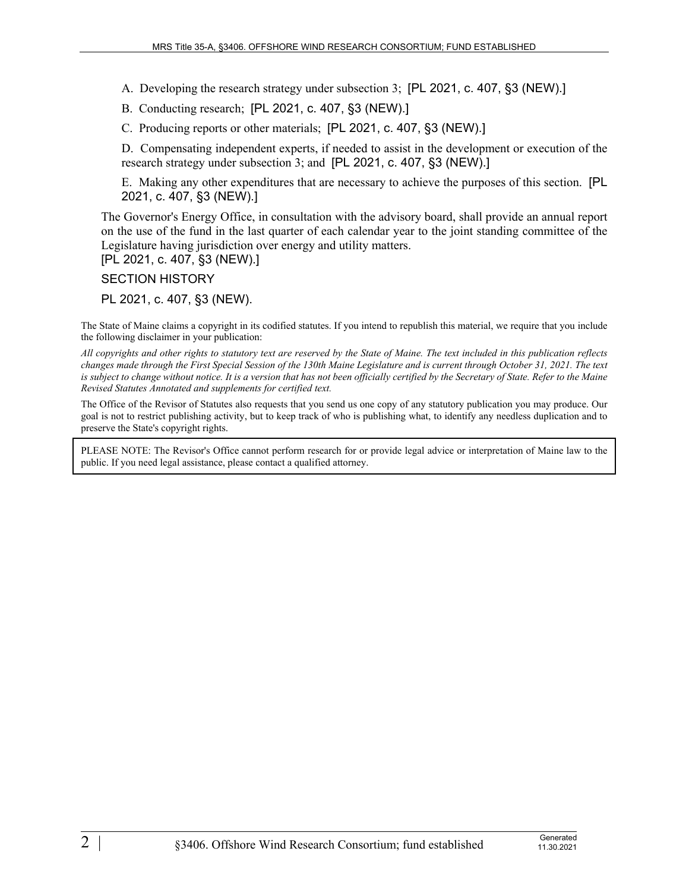A. Developing the research strategy under subsection 3; [PL 2021, c. 407, §3 (NEW).]

B. Conducting research; [PL 2021, c. 407, §3 (NEW).]

C. Producing reports or other materials; [PL 2021, c. 407, §3 (NEW).]

D. Compensating independent experts, if needed to assist in the development or execution of the research strategy under subsection 3; and [PL 2021, c. 407, §3 (NEW).]

E. Making any other expenditures that are necessary to achieve the purposes of this section. [PL 2021, c. 407, §3 (NEW).]

The Governor's Energy Office, in consultation with the advisory board, shall provide an annual report on the use of the fund in the last quarter of each calendar year to the joint standing committee of the Legislature having jurisdiction over energy and utility matters.
[PL 2021, c. 407, §3 (NEW).]

SECTION HISTORY

PL 2021, c. 407, §3 (NEW).

The State of Maine claims a copyright in its codified statutes. If you intend to republish this material, we require that you include the following disclaimer in your publication:

*All copyrights and other rights to statutory text are reserved by the State of Maine. The text included in this publication reflects changes made through the First Special Session of the 130th Maine Legislature and is current through October 31, 2021. The text is subject to change without notice. It is a version that has not been officially certified by the Secretary of State. Refer to the Maine Revised Statutes Annotated and supplements for certified text.*

The Office of the Revisor of Statutes also requests that you send us one copy of any statutory publication you may produce. Our goal is not to restrict publishing activity, but to keep track of who is publishing what, to identify any needless duplication and to preserve the State's copyright rights.

PLEASE NOTE: The Revisor's Office cannot perform research for or provide legal advice or interpretation of Maine law to the public. If you need legal assistance, please contact a qualified attorney.